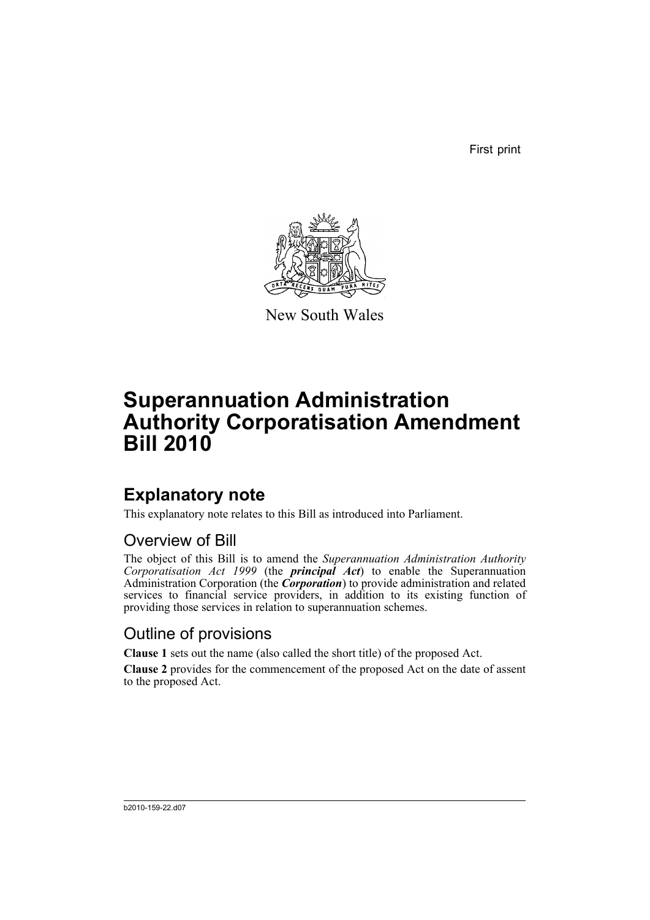First print

New South Wales

# Superannuation Administration Authority Corporatisation Amendment Bill 2010

## Explanatory note

This explanatory note relates to this Bill as introduced into Parliament.

### Overview of Bill

The object of this Bill is to amend the *Superannuation Administration Authority Corporatisation Act 1999* (the ***principal Act***) to enable the Superannuation Administration Corporation (the ***Corporation***) to provide administration and related services to financial service providers, in addition to its existing function of providing those services in relation to superannuation schemes.

### Outline of provisions

**Clause 1** sets out the name (also called the short title) of the proposed Act.

**Clause 2** provides for the commencement of the proposed Act on the date of assent to the proposed Act.

b2010-159-22.d07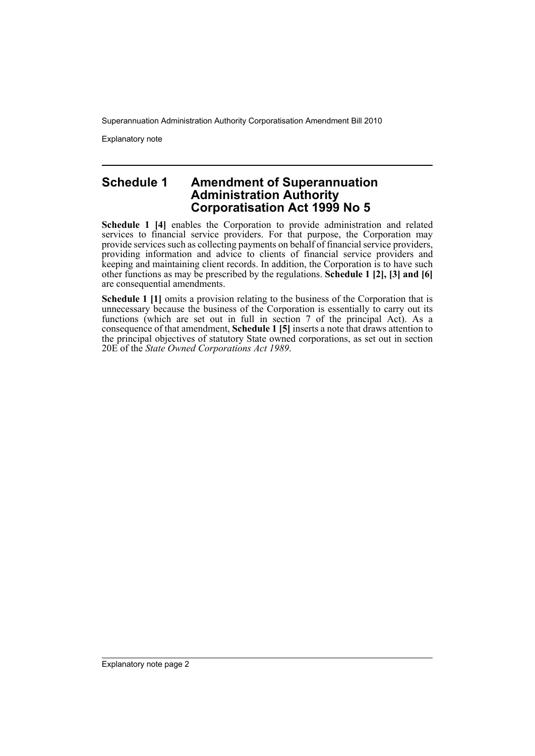## Schedule 1 Amendment of Superannuation Administration Authority Corporatisation Act 1999 No 5

**Schedule 1 [4]** enables the Corporation to provide administration and related services to financial service providers. For that purpose, the Corporation may provide services such as collecting payments on behalf of financial service providers, providing information and advice to clients of financial service providers and keeping and maintaining client records. In addition, the Corporation is to have such other functions as may be prescribed by the regulations. **Schedule 1 [2], [3] and [6]** are consequential amendments.

**Schedule 1 [1]** omits a provision relating to the business of the Corporation that is unnecessary because the business of the Corporation is essentially to carry out its functions (which are set out in full in section 7 of the principal Act). As a consequence of that amendment, **Schedule 1 [5]** inserts a note that draws attention to the principal objectives of statutory State owned corporations, as set out in section 20E of the *State Owned Corporations Act 1989*.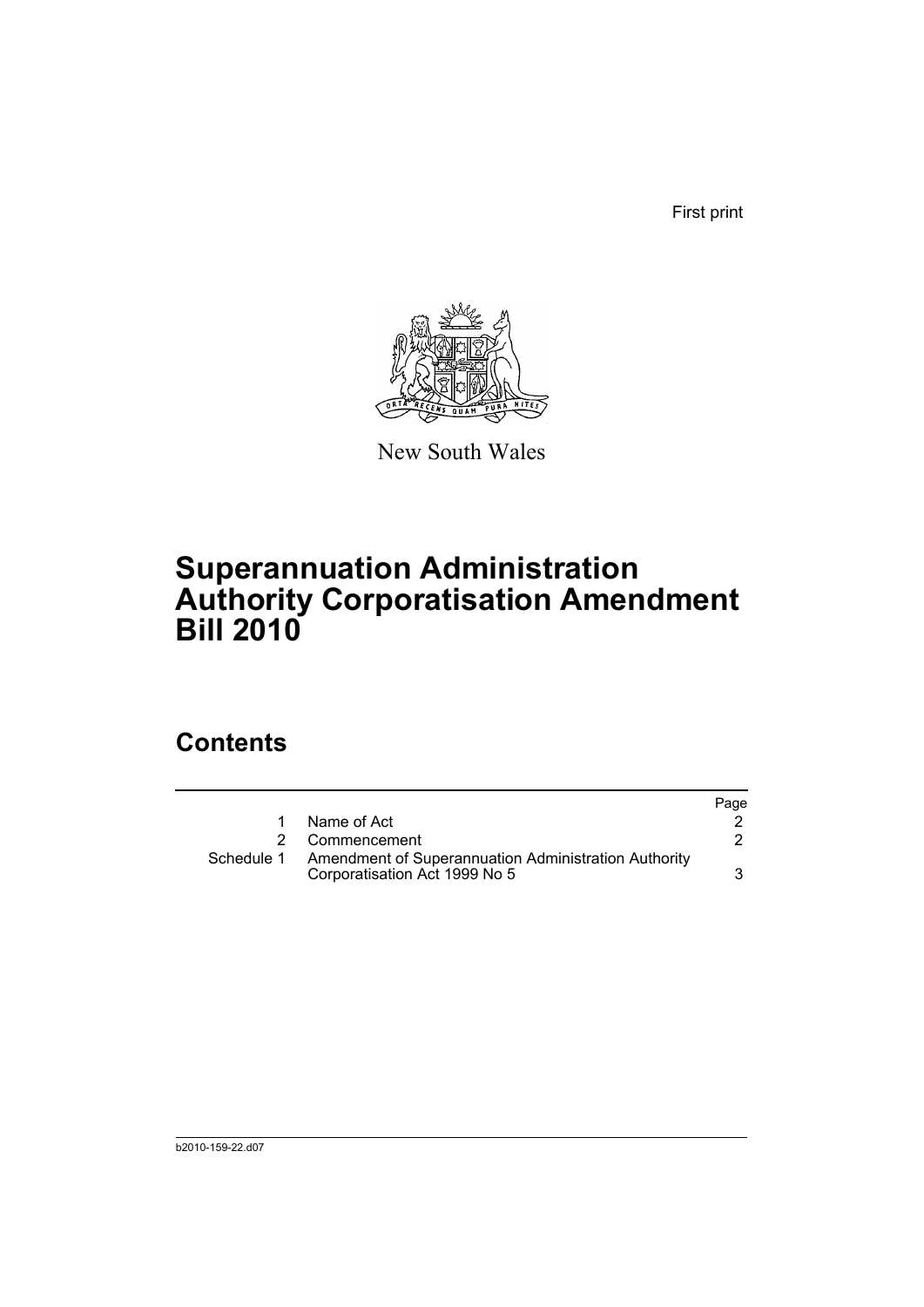First print

New South Wales

# Superannuation Administration Authority Corporatisation Amendment Bill 2010

## Contents

| | | Page |
|---|---|---|
| 1 | Name of Act | 2 |
| 2 | Commencement | 2 |
| Schedule 1 | Amendment of Superannuation Administration Authority Corporatisation Act 1999 No 5 | 3 |

b2010-159-22.d07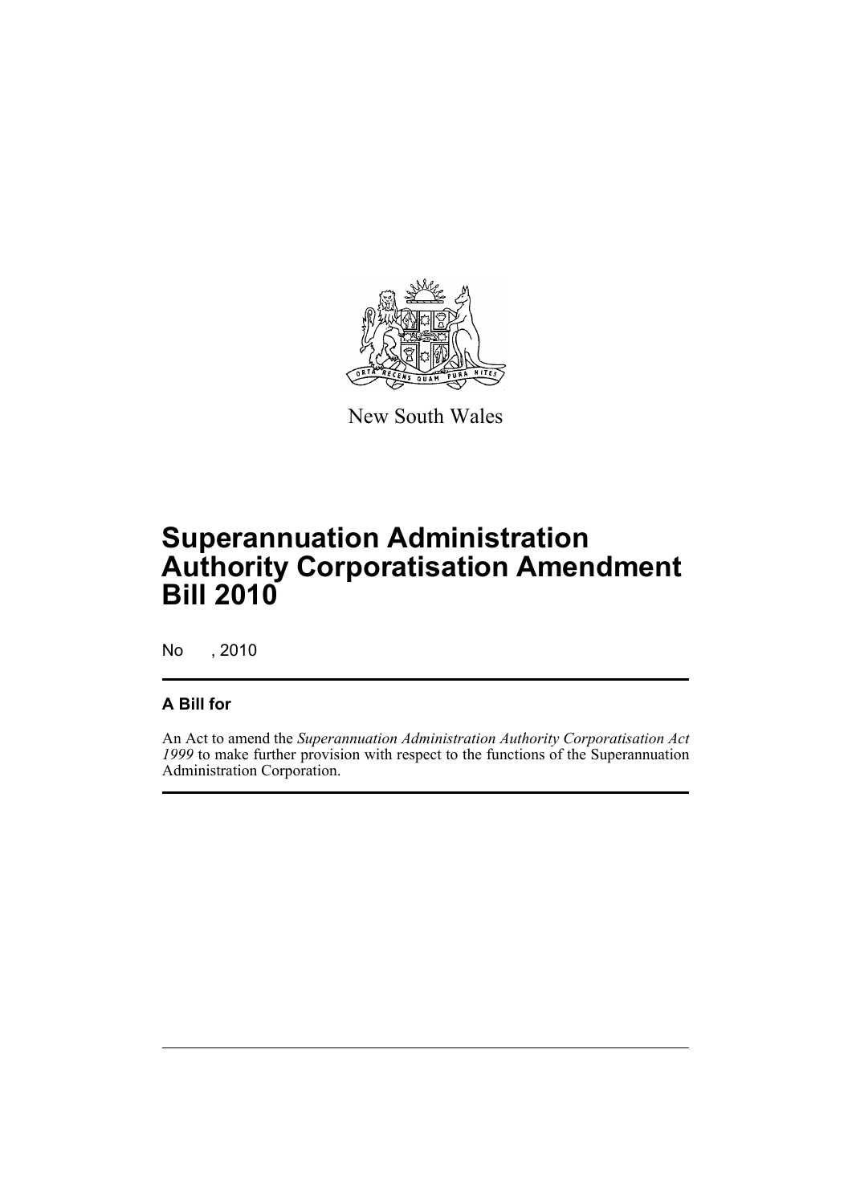New South Wales

# Superannuation Administration Authority Corporatisation Amendment Bill 2010

No , 2010

## A Bill for

An Act to amend the *Superannuation Administration Authority Corporatisation Act 1999* to make further provision with respect to the functions of the Superannuation Administration Corporation.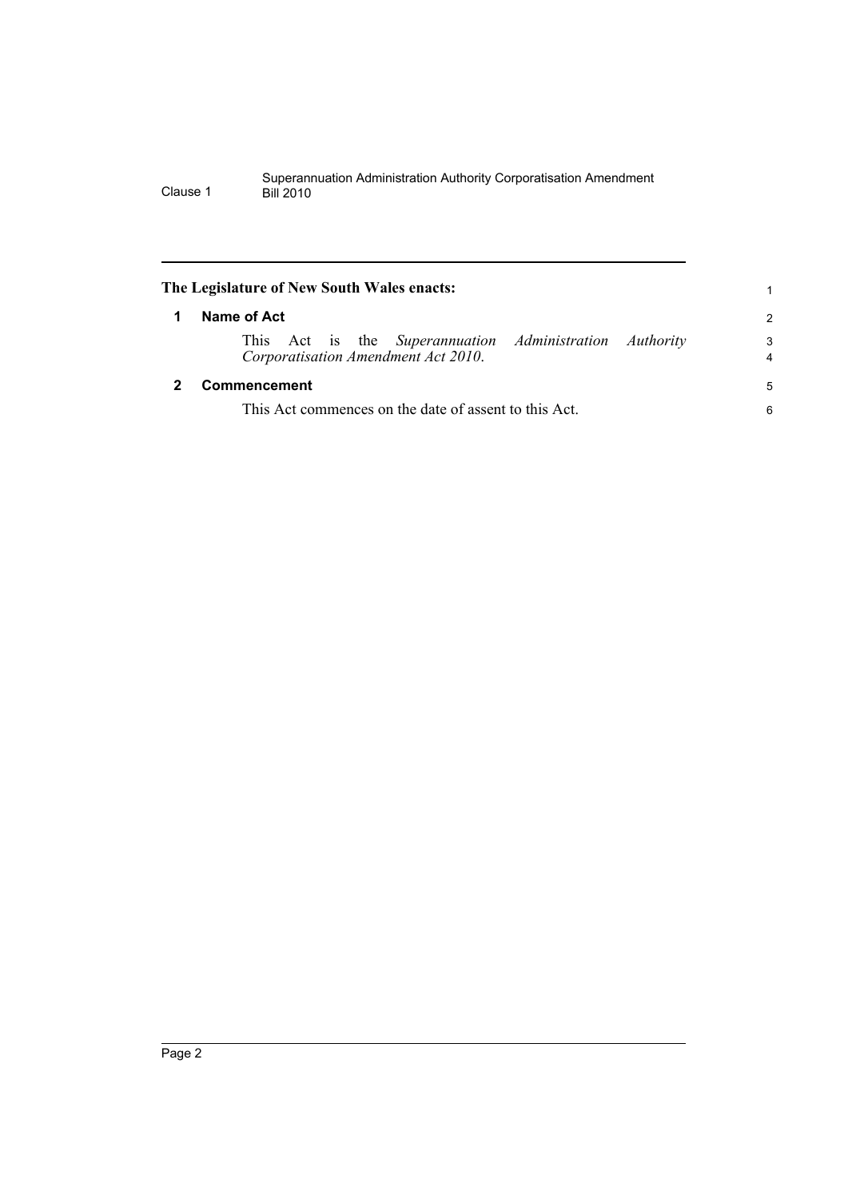**The Legislature of New South Wales enacts:**

## 1 Name of Act

This Act is the *Superannuation Administration Authority Corporatisation Amendment Act 2010*.

## 2 Commencement

This Act commences on the date of assent to this Act.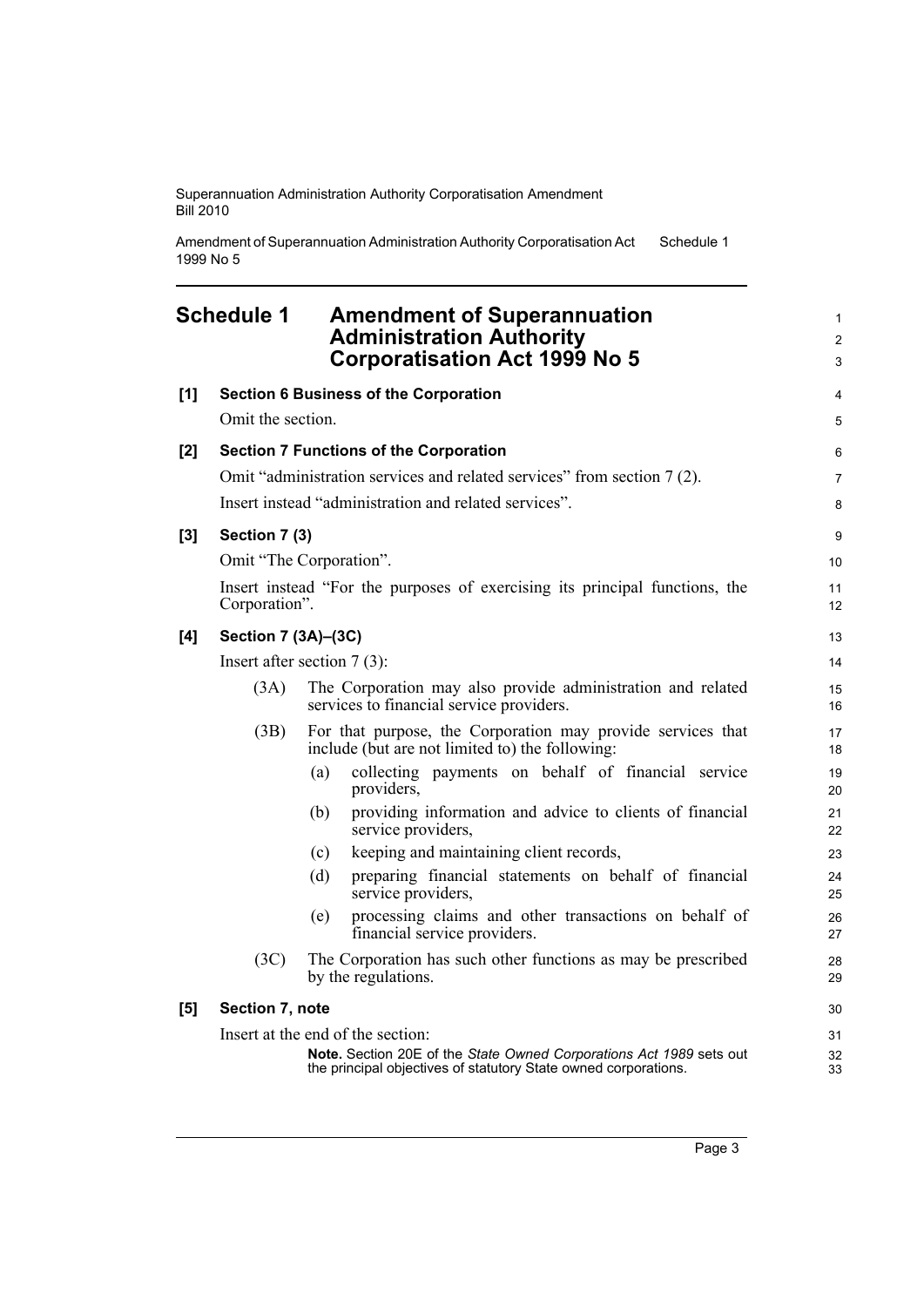## Schedule 1 Amendment of Superannuation Administration Authority Corporatisation Act 1999 No 5

**[1] Section 6 Business of the Corporation**

Omit the section.

**[2] Section 7 Functions of the Corporation**

Omit "administration services and related services" from section 7 (2).

Insert instead "administration and related services".

**[3] Section 7 (3)**

Omit "The Corporation".

Insert instead "For the purposes of exercising its principal functions, the Corporation".

**[4] Section 7 (3A)–(3C)**

Insert after section 7 (3):

(3A) The Corporation may also provide administration and related services to financial service providers.

(3B) For that purpose, the Corporation may provide services that include (but are not limited to) the following:

- (a) collecting payments on behalf of financial service providers,
- (b) providing information and advice to clients of financial service providers,
- (c) keeping and maintaining client records,
- (d) preparing financial statements on behalf of financial service providers,
- (e) processing claims and other transactions on behalf of financial service providers.

(3C) The Corporation has such other functions as may be prescribed by the regulations.

**[5] Section 7, note**

Insert at the end of the section:

**Note.** Section 20E of the *State Owned Corporations Act 1989* sets out the principal objectives of statutory State owned corporations.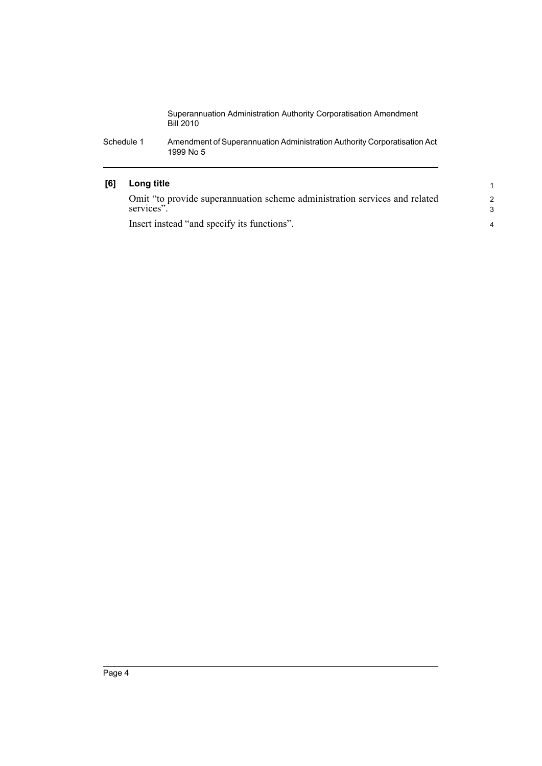### [6] Long title

Omit "to provide superannuation scheme administration services and related services".

Insert instead "and specify its functions".